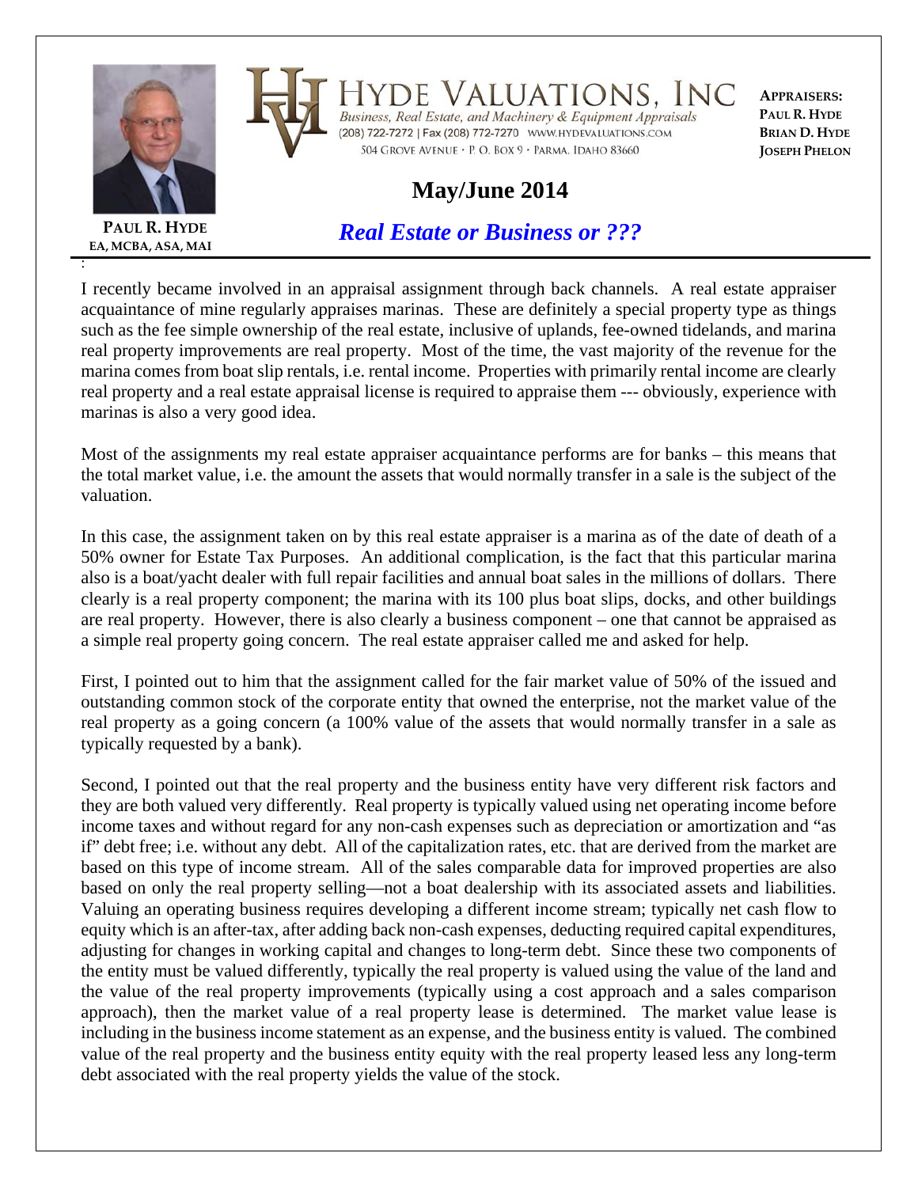**PAUL R. HYDE**
**EA, MCBA, ASA, MAI**

# HYDE VALUATIONS, INC

*Business, Real Estate, and Machinery & Equipment Appraisals*

(208) 722-7272 | Fax (208) 772-7270 WWW.HYDEVALUATIONS.COM

504 GROVE AVENUE • P. O. BOX 9 • PARMA, IDAHO 83660

**APPRAISERS:**
**PAUL R. HYDE**
**BRIAN D. HYDE**
**JOSEPH PHELON**

## May/June 2014

## *Real Estate or Business or ???*

I recently became involved in an appraisal assignment through back channels. A real estate appraiser acquaintance of mine regularly appraises marinas. These are definitely a special property type as things such as the fee simple ownership of the real estate, inclusive of uplands, fee-owned tidelands, and marina real property improvements are real property. Most of the time, the vast majority of the revenue for the marina comes from boat slip rentals, i.e. rental income. Properties with primarily rental income are clearly real property and a real estate appraisal license is required to appraise them --- obviously, experience with marinas is also a very good idea.

Most of the assignments my real estate appraiser acquaintance performs are for banks – this means that the total market value, i.e. the amount the assets that would normally transfer in a sale is the subject of the valuation.

In this case, the assignment taken on by this real estate appraiser is a marina as of the date of death of a 50% owner for Estate Tax Purposes. An additional complication, is the fact that this particular marina also is a boat/yacht dealer with full repair facilities and annual boat sales in the millions of dollars. There clearly is a real property component; the marina with its 100 plus boat slips, docks, and other buildings are real property. However, there is also clearly a business component – one that cannot be appraised as a simple real property going concern. The real estate appraiser called me and asked for help.

First, I pointed out to him that the assignment called for the fair market value of 50% of the issued and outstanding common stock of the corporate entity that owned the enterprise, not the market value of the real property as a going concern (a 100% value of the assets that would normally transfer in a sale as typically requested by a bank).

Second, I pointed out that the real property and the business entity have very different risk factors and they are both valued very differently. Real property is typically valued using net operating income before income taxes and without regard for any non-cash expenses such as depreciation or amortization and "as if" debt free; i.e. without any debt. All of the capitalization rates, etc. that are derived from the market are based on this type of income stream. All of the sales comparable data for improved properties are also based on only the real property selling—not a boat dealership with its associated assets and liabilities. Valuing an operating business requires developing a different income stream; typically net cash flow to equity which is an after-tax, after adding back non-cash expenses, deducting required capital expenditures, adjusting for changes in working capital and changes to long-term debt. Since these two components of the entity must be valued differently, typically the real property is valued using the value of the land and the value of the real property improvements (typically using a cost approach and a sales comparison approach), then the market value of a real property lease is determined. The market value lease is including in the business income statement as an expense, and the business entity is valued. The combined value of the real property and the business entity equity with the real property leased less any long-term debt associated with the real property yields the value of the stock.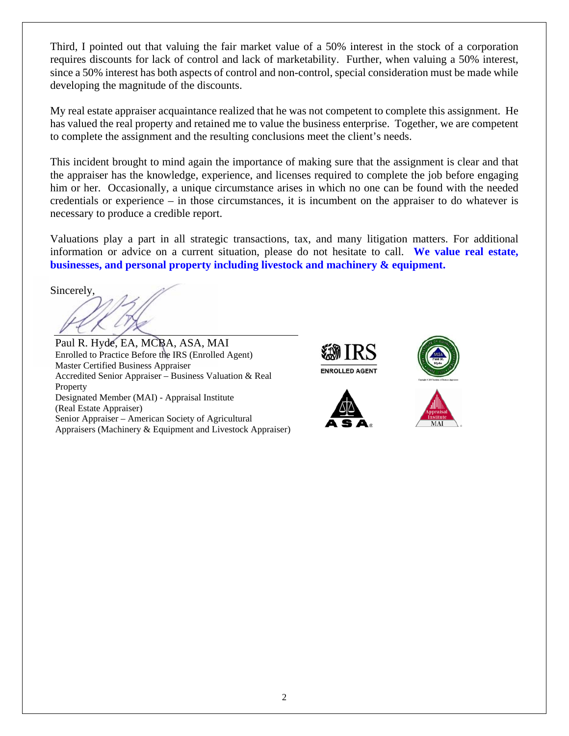Third, I pointed out that valuing the fair market value of a 50% interest in the stock of a corporation requires discounts for lack of control and lack of marketability. Further, when valuing a 50% interest, since a 50% interest has both aspects of control and non-control, special consideration must be made while developing the magnitude of the discounts.

My real estate appraiser acquaintance realized that he was not competent to complete this assignment. He has valued the real property and retained me to value the business enterprise. Together, we are competent to complete the assignment and the resulting conclusions meet the client's needs.

This incident brought to mind again the importance of making sure that the assignment is clear and that the appraiser has the knowledge, experience, and licenses required to complete the job before engaging him or her. Occasionally, a unique circumstance arises in which no one can be found with the needed credentials or experience – in those circumstances, it is incumbent on the appraiser to do whatever is necessary to produce a credible report.

Valuations play a part in all strategic transactions, tax, and many litigation matters. For additional information or advice on a current situation, please do not hesitate to call. **We value real estate, businesses, and personal property including livestock and machinery & equipment.**

Sincerely,

Paul R. Hyde, EA, MCBA, ASA, MAI
Enrolled to Practice Before the IRS (Enrolled Agent)
Master Certified Business Appraiser
Accredited Senior Appraiser – Business Valuation & Real Property
Designated Member (MAI) - Appraisal Institute
(Real Estate Appraiser)
Senior Appraiser – American Society of Agricultural Appraisers (Machinery & Equipment and Livestock Appraiser)

IRS ENROLLED AGENT

ASA

MAI